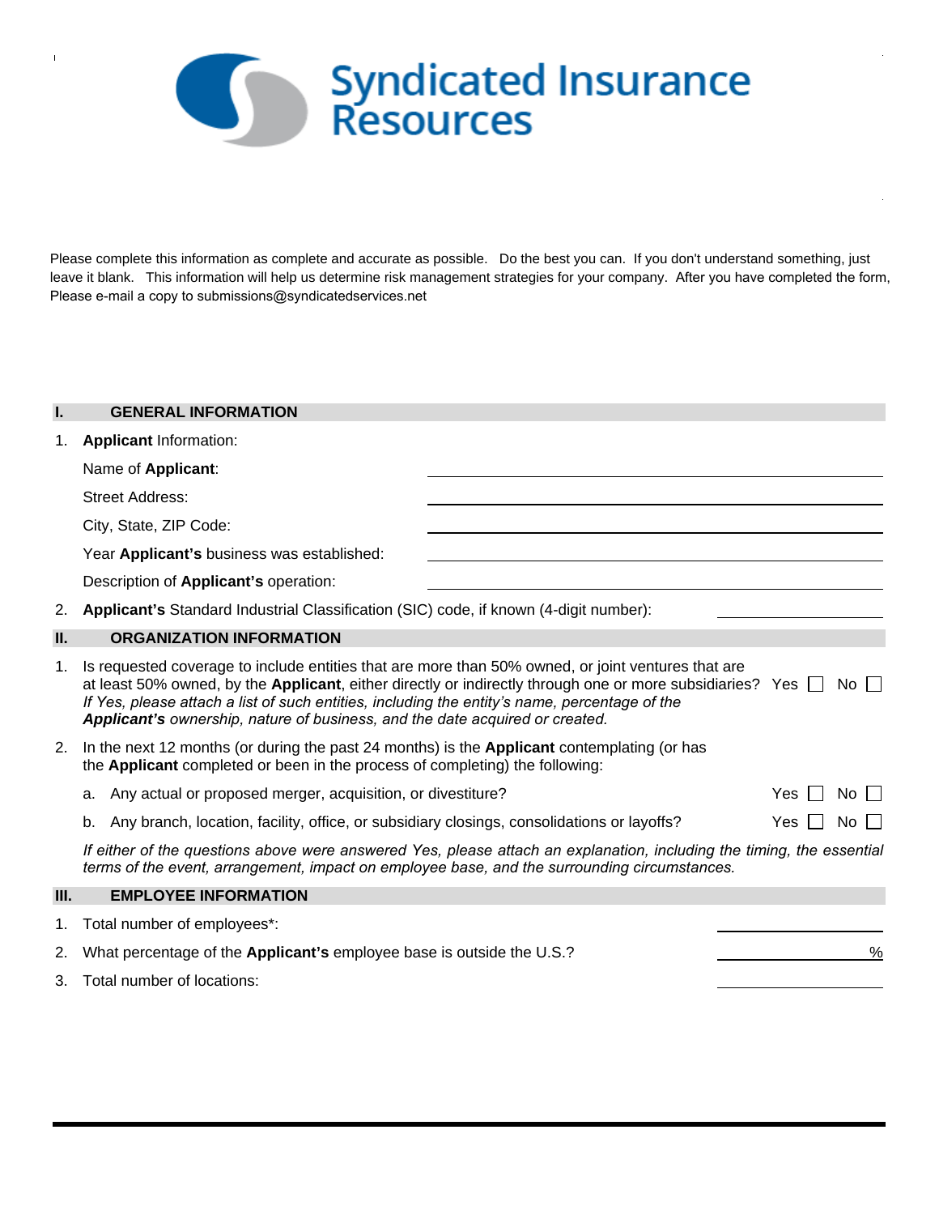# Syndicated Insurance Resources

Please complete this information as complete and accurate as possible. Do the best you can. If you don't understand something, just leave it blank. This information will help us determine risk management strategies for your company. After you have completed the form, Please e-mail a copy to submissions@syndicatedservices.net

## I. GENERAL INFORMATION

1. **Applicant** Information:

   Name of **Applicant**: ____________________

   Street Address: ____________________

   City, State, ZIP Code: ____________________

   Year **Applicant's** business was established: ____________________

   Description of **Applicant's** operation: ____________________

2. **Applicant's** Standard Industrial Classification (SIC) code, if known (4-digit number): ____________

## II. ORGANIZATION INFORMATION

1. Is requested coverage to include entities that are more than 50% owned, or joint ventures that are at least 50% owned, by the **Applicant**, either directly or indirectly through one or more subsidiaries? Yes ☐ No ☐
   *If Yes, please attach a list of such entities, including the entity's name, percentage of the* ***Applicant's*** *ownership, nature of business, and the date acquired or created.*

2. In the next 12 months (or during the past 24 months) is the **Applicant** contemplating (or has the **Applicant** completed or been in the process of completing) the following:

   a. Any actual or proposed merger, acquisition, or divestiture? Yes ☐ No ☐

   b. Any branch, location, facility, office, or subsidiary closings, consolidations or layoffs? Yes ☐ No ☐

   *If either of the questions above were answered Yes, please attach an explanation, including the timing, the essential terms of the event, arrangement, impact on employee base, and the surrounding circumstances.*

## III. EMPLOYEE INFORMATION

1. Total number of employees*: ____________

2. What percentage of the **Applicant's** employee base is outside the U.S.? ____________%

3. Total number of locations: ____________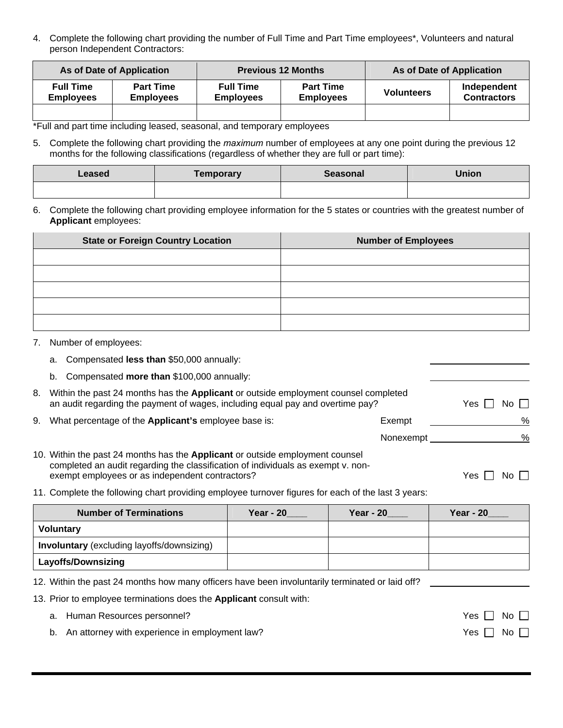4. Complete the following chart providing the number of Full Time and Part Time employees*, Volunteers and natural person Independent Contractors:

| As of Date of Application | | Previous 12 Months | | As of Date of Application | |
|---|---|---|---|---|---|
| **Full Time Employees** | **Part Time Employees** | **Full Time Employees** | **Part Time Employees** | **Volunteers** | **Independent Contractors** |
| | | | | | |

*Full and part time including leased, seasonal, and temporary employees

5. Complete the following chart providing the *maximum* number of employees at any one point during the previous 12 months for the following classifications (regardless of whether they are full or part time):

| Leased | Temporary | Seasonal | Union |
|---|---|---|---|
| | | | |

6. Complete the following chart providing employee information for the 5 states or countries with the greatest number of **Applicant** employees:

| State or Foreign Country Location | Number of Employees |
|---|---|
| | |
| | |
| | |
| | |
| | |

7. Number of employees:

   a. Compensated **less than** $50,000 annually: ____________________

   b. Compensated **more than** $100,000 annually: ____________________

8. Within the past 24 months has the **Applicant** or outside employment counsel completed an audit regarding the payment of wages, including equal pay and overtime pay? Yes ☐ No ☐

9. What percentage of the **Applicant's** employee base is: Exempt ____________________%

   Nonexempt ____________________%

10. Within the past 24 months has the **Applicant** or outside employment counsel completed an audit regarding the classification of individuals as exempt v. non-exempt employees or as independent contractors? Yes ☐ No ☐

11. Complete the following chart providing employee turnover figures for each of the last 3 years:

| Number of Terminations | Year - 20____ | Year - 20____ | Year - 20____ |
|---|---|---|---|
| **Voluntary** | | | |
| **Involuntary** (excluding layoffs/downsizing) | | | |
| **Layoffs/Downsizing** | | | |

12. Within the past 24 months how many officers have been involuntarily terminated or laid off? ____________________

13. Prior to employee terminations does the **Applicant** consult with:

    a. Human Resources personnel? Yes ☐ No ☐

    b. An attorney with experience in employment law? Yes ☐ No ☐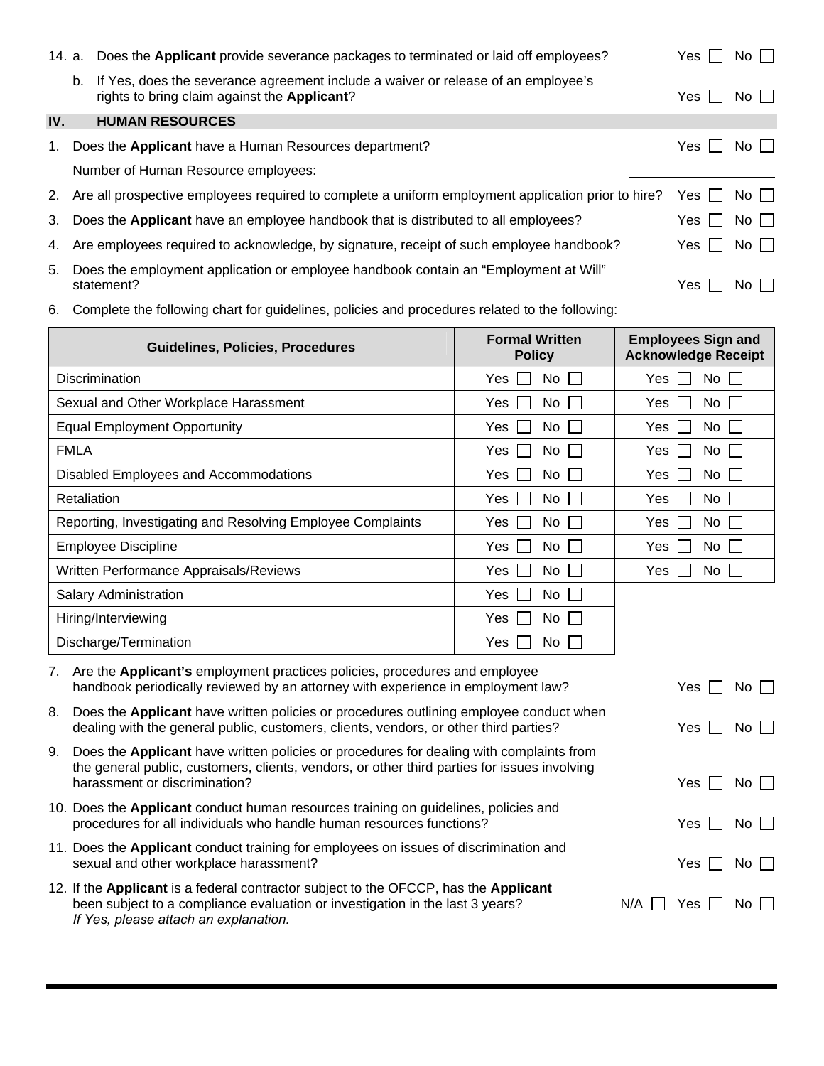14. a. Does the **Applicant** provide severance packages to terminated or laid off employees? Yes ☐ No ☐

    b. If Yes, does the severance agreement include a waiver or release of an employee's rights to bring claim against the **Applicant**? Yes ☐ No ☐

## IV. HUMAN RESOURCES

1. Does the **Applicant** have a Human Resources department? Yes ☐ No ☐

   Number of Human Resource employees: ____________________

2. Are all prospective employees required to complete a uniform employment application prior to hire? Yes ☐ No ☐

3. Does the **Applicant** have an employee handbook that is distributed to all employees? Yes ☐ No ☐

4. Are employees required to acknowledge, by signature, receipt of such employee handbook? Yes ☐ No ☐

5. Does the employment application or employee handbook contain an "Employment at Will" statement? Yes ☐ No ☐

6. Complete the following chart for guidelines, policies and procedures related to the following:

| Guidelines, Policies, Procedures | Formal Written Policy | Employees Sign and Acknowledge Receipt |
|---|---|---|
| Discrimination | Yes ☐ No ☐ | Yes ☐ No ☐ |
| Sexual and Other Workplace Harassment | Yes ☐ No ☐ | Yes ☐ No ☐ |
| Equal Employment Opportunity | Yes ☐ No ☐ | Yes ☐ No ☐ |
| FMLA | Yes ☐ No ☐ | Yes ☐ No ☐ |
| Disabled Employees and Accommodations | Yes ☐ No ☐ | Yes ☐ No ☐ |
| Retaliation | Yes ☐ No ☐ | Yes ☐ No ☐ |
| Reporting, Investigating and Resolving Employee Complaints | Yes ☐ No ☐ | Yes ☐ No ☐ |
| Employee Discipline | Yes ☐ No ☐ | Yes ☐ No ☐ |
| Written Performance Appraisals/Reviews | Yes ☐ No ☐ | Yes ☐ No ☐ |
| Salary Administration | Yes ☐ No ☐ | |
| Hiring/Interviewing | Yes ☐ No ☐ | |
| Discharge/Termination | Yes ☐ No ☐ | |

7. Are the **Applicant's** employment practices policies, procedures and employee handbook periodically reviewed by an attorney with experience in employment law? Yes ☐ No ☐

8. Does the **Applicant** have written policies or procedures outlining employee conduct when dealing with the general public, customers, clients, vendors, or other third parties? Yes ☐ No ☐

9. Does the **Applicant** have written policies or procedures for dealing with complaints from the general public, customers, clients, vendors, or other third parties for issues involving harassment or discrimination? Yes ☐ No ☐

10. Does the **Applicant** conduct human resources training on guidelines, policies and procedures for all individuals who handle human resources functions? Yes ☐ No ☐

11. Does the **Applicant** conduct training for employees on issues of discrimination and sexual and other workplace harassment? Yes ☐ No ☐

12. If the **Applicant** is a federal contractor subject to the OFCCP, has the **Applicant** been subject to a compliance evaluation or investigation in the last 3 years? N/A ☐ Yes ☐ No ☐
    *If Yes, please attach an explanation.*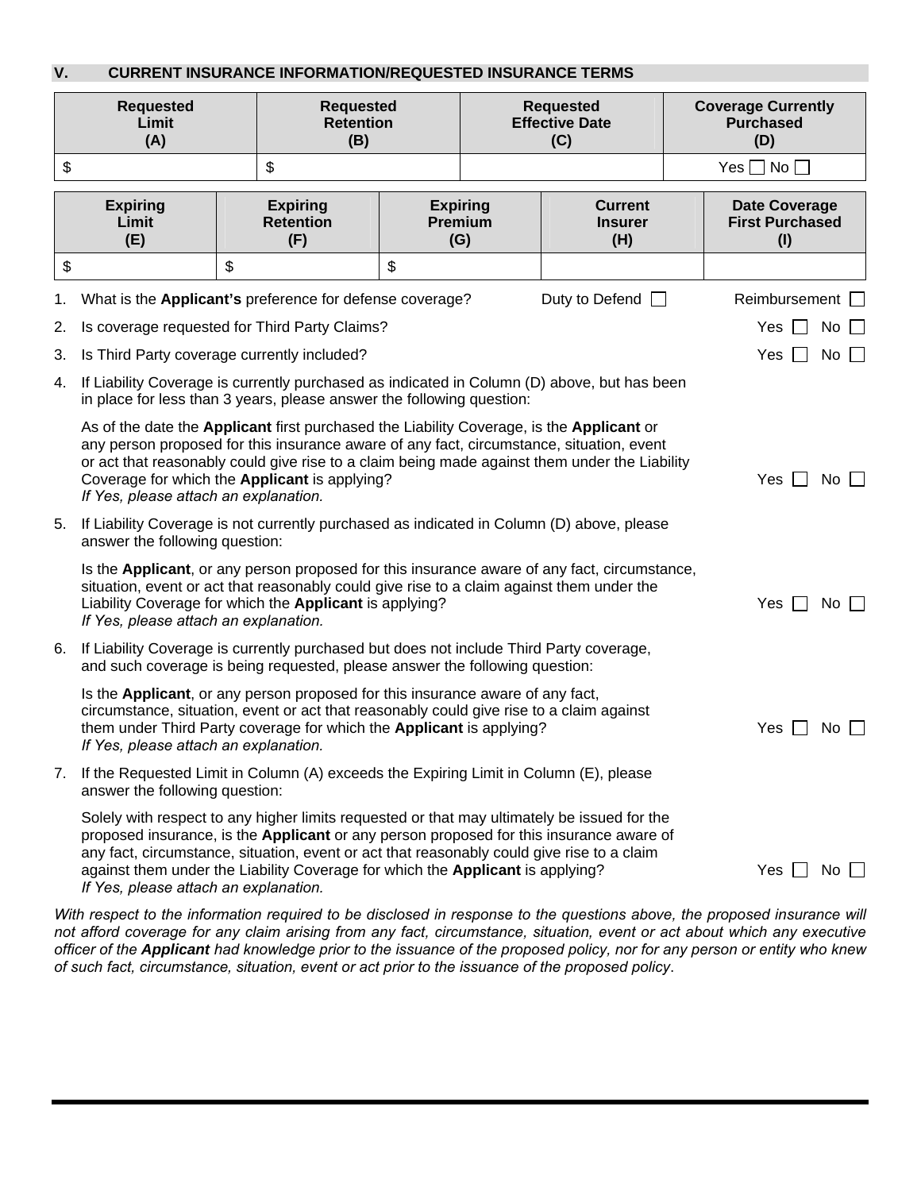## V. CURRENT INSURANCE INFORMATION/REQUESTED INSURANCE TERMS

| Requested Limit (A) | Requested Retention (B) | Requested Effective Date (C) | Coverage Currently Purchased (D) |
|---|---|---|---|
| $ | $ | | Yes ☐ No ☐ |

| Expiring Limit (E) | Expiring Retention (F) | Expiring Premium (G) | Current Insurer (H) | Date Coverage First Purchased (I) |
|---|---|---|---|---|
| $ | $ | $ | | |

1. What is the **Applicant's** preference for defense coverage? Duty to Defend ☐ Reimbursement ☐
2. Is coverage requested for Third Party Claims? Yes ☐ No ☐
3. Is Third Party coverage currently included? Yes ☐ No ☐
4. If Liability Coverage is currently purchased as indicated in Column (D) above, but has been in place for less than 3 years, please answer the following question:

   As of the date the **Applicant** first purchased the Liability Coverage, is the **Applicant** or any person proposed for this insurance aware of any fact, circumstance, situation, event or act that reasonably could give rise to a claim being made against them under the Liability Coverage for which the **Applicant** is applying? Yes ☐ No ☐
   *If Yes, please attach an explanation.*

5. If Liability Coverage is not currently purchased as indicated in Column (D) above, please answer the following question:

   Is the **Applicant**, or any person proposed for this insurance aware of any fact, circumstance, situation, event or act that reasonably could give rise to a claim against them under the Liability Coverage for which the **Applicant** is applying? Yes ☐ No ☐
   *If Yes, please attach an explanation.*

6. If Liability Coverage is currently purchased but does not include Third Party coverage, and such coverage is being requested, please answer the following question:

   Is the **Applicant**, or any person proposed for this insurance aware of any fact, circumstance, situation, event or act that reasonably could give rise to a claim against them under Third Party coverage for which the **Applicant** is applying? Yes ☐ No ☐
   *If Yes, please attach an explanation.*

7. If the Requested Limit in Column (A) exceeds the Expiring Limit in Column (E), please answer the following question:

   Solely with respect to any higher limits requested or that may ultimately be issued for the proposed insurance, is the **Applicant** or any person proposed for this insurance aware of any fact, circumstance, situation, event or act that reasonably could give rise to a claim against them under the Liability Coverage for which the **Applicant** is applying? Yes ☐ No ☐
   *If Yes, please attach an explanation.*

*With respect to the information required to be disclosed in response to the questions above, the proposed insurance will not afford coverage for any claim arising from any fact, circumstance, situation, event or act about which any executive officer of the **Applicant** had knowledge prior to the issuance of the proposed policy, nor for any person or entity who knew of such fact, circumstance, situation, event or act prior to the issuance of the proposed policy*.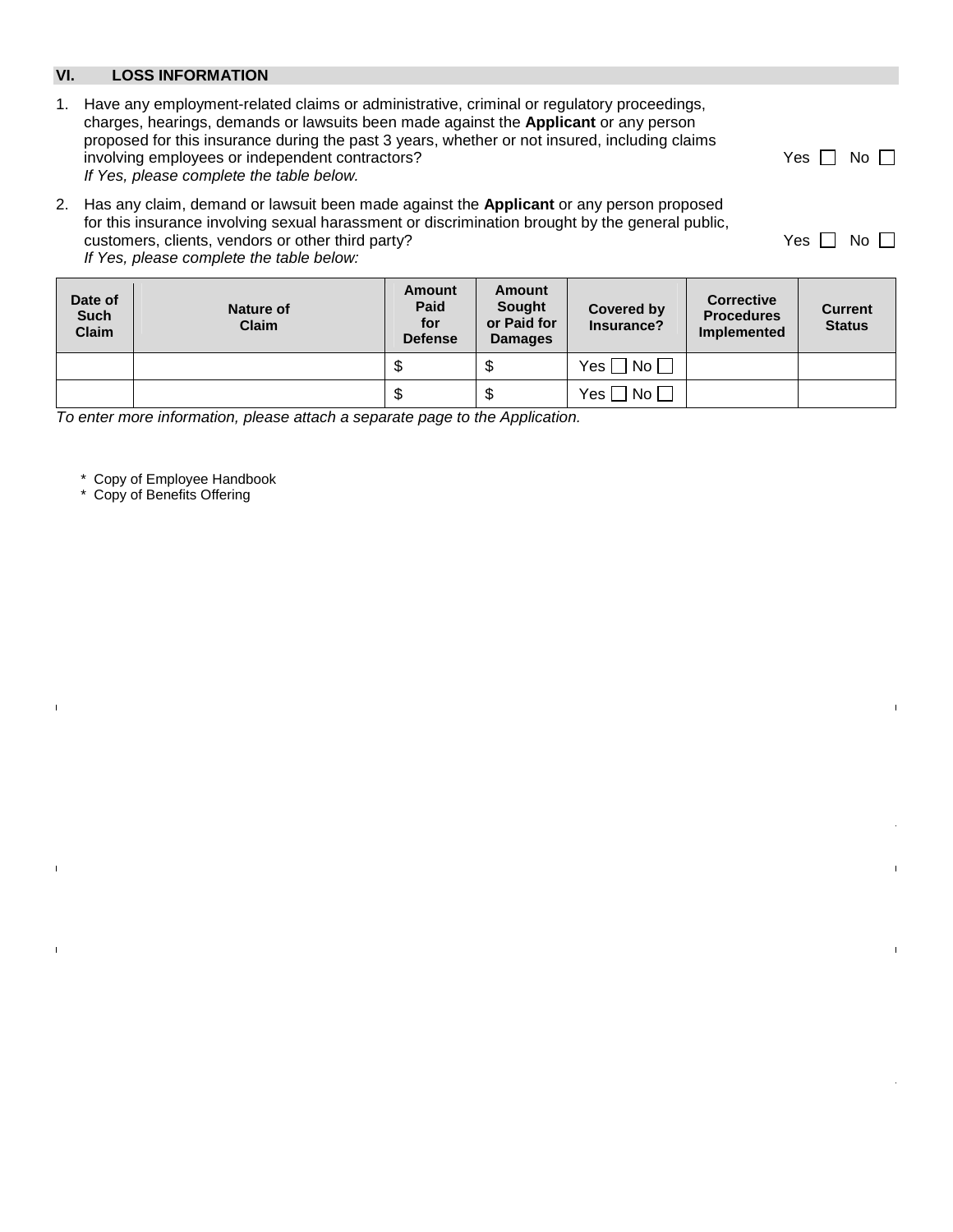## VI. LOSS INFORMATION

1. Have any employment-related claims or administrative, criminal or regulatory proceedings, charges, hearings, demands or lawsuits been made against the **Applicant** or any person proposed for this insurance during the past 3 years, whether or not insured, including claims involving employees or independent contractors? Yes ☐ No ☐
   *If Yes, please complete the table below.*

2. Has any claim, demand or lawsuit been made against the **Applicant** or any person proposed for this insurance involving sexual harassment or discrimination brought by the general public, customers, clients, vendors or other third party? Yes ☐ No ☐
   *If Yes, please complete the table below:*

| Date of Such Claim | Nature of Claim | Amount Paid for Defense | Amount Sought or Paid for Damages | Covered by Insurance? | Corrective Procedures Implemented | Current Status |
|---|---|---|---|---|---|---|
| | | $ | $ | Yes ☐ No ☐ | | |
| | | $ | $ | Yes ☐ No ☐ | | |

*To enter more information, please attach a separate page to the Application.*

* Copy of Employee Handbook
* Copy of Benefits Offering